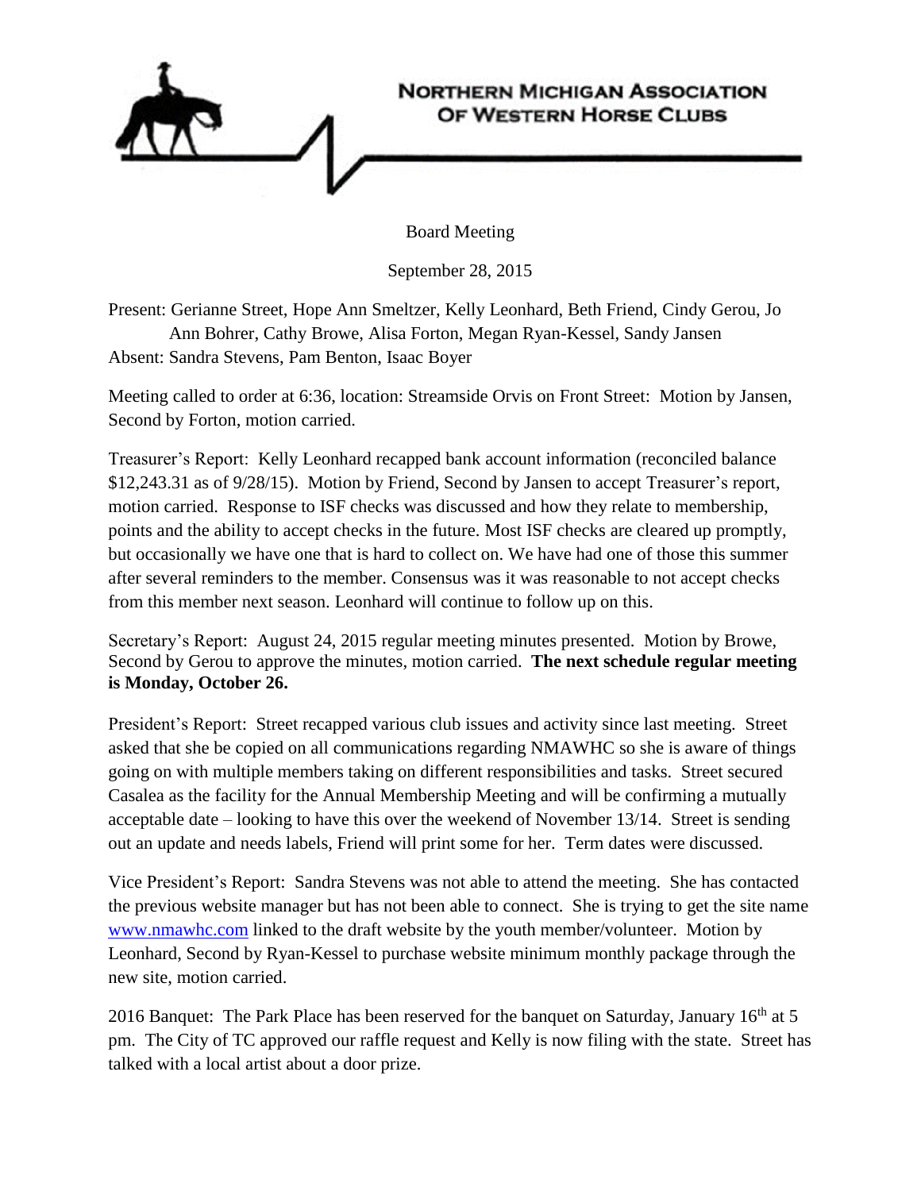# Northern Michigan Association of Western Horse Clubs

Board Meeting

September 28, 2015

Present: Gerianne Street, Hope Ann Smeltzer, Kelly Leonhard, Beth Friend, Cindy Gerou, Jo Ann Bohrer, Cathy Browe, Alisa Forton, Megan Ryan-Kessel, Sandy Jansen
Absent: Sandra Stevens, Pam Benton, Isaac Boyer

Meeting called to order at 6:36, location: Streamside Orvis on Front Street: Motion by Jansen, Second by Forton, motion carried.

Treasurer's Report: Kelly Leonhard recapped bank account information (reconciled balance $12,243.31 as of 9/28/15). Motion by Friend, Second by Jansen to accept Treasurer's report, motion carried. Response to ISF checks was discussed and how they relate to membership, points and the ability to accept checks in the future. Most ISF checks are cleared up promptly, but occasionally we have one that is hard to collect on. We have had one of those this summer after several reminders to the member. Consensus was it was reasonable to not accept checks from this member next season. Leonhard will continue to follow up on this.

Secretary's Report: August 24, 2015 regular meeting minutes presented. Motion by Browe, Second by Gerou to approve the minutes, motion carried. **The next schedule regular meeting is Monday, October 26.**

President's Report: Street recapped various club issues and activity since last meeting. Street asked that she be copied on all communications regarding NMAWHC so she is aware of things going on with multiple members taking on different responsibilities and tasks. Street secured Casalea as the facility for the Annual Membership Meeting and will be confirming a mutually acceptable date – looking to have this over the weekend of November 13/14. Street is sending out an update and needs labels, Friend will print some for her. Term dates were discussed.

Vice President's Report: Sandra Stevens was not able to attend the meeting. She has contacted the previous website manager but has not been able to connect. She is trying to get the site name [www.nmawhc.com](http://www.nmawhc.com) linked to the draft website by the youth member/volunteer. Motion by Leonhard, Second by Ryan-Kessel to purchase website minimum monthly package through the new site, motion carried.

2016 Banquet: The Park Place has been reserved for the banquet on Saturday, January 16th at 5 pm. The City of TC approved our raffle request and Kelly is now filing with the state. Street has talked with a local artist about a door prize.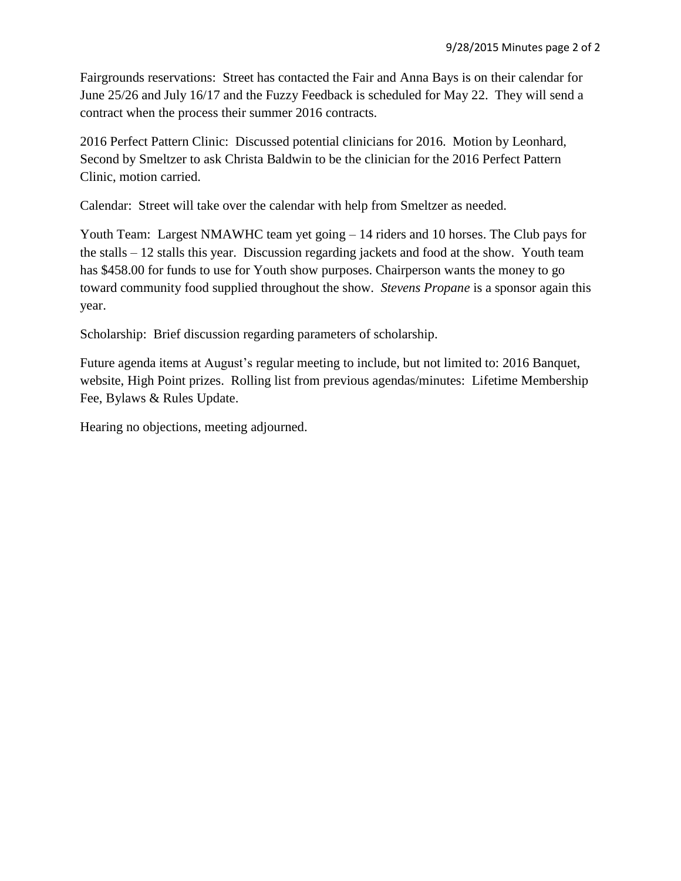Fairgrounds reservations: Street has contacted the Fair and Anna Bays is on their calendar for June 25/26 and July 16/17 and the Fuzzy Feedback is scheduled for May 22. They will send a contract when the process their summer 2016 contracts.

2016 Perfect Pattern Clinic: Discussed potential clinicians for 2016. Motion by Leonhard, Second by Smeltzer to ask Christa Baldwin to be the clinician for the 2016 Perfect Pattern Clinic, motion carried.

Calendar: Street will take over the calendar with help from Smeltzer as needed.

Youth Team: Largest NMAWHC team yet going – 14 riders and 10 horses. The Club pays for the stalls – 12 stalls this year. Discussion regarding jackets and food at the show. Youth team has $458.00 for funds to use for Youth show purposes. Chairperson wants the money to go toward community food supplied throughout the show. *Stevens Propane* is a sponsor again this year.

Scholarship: Brief discussion regarding parameters of scholarship.

Future agenda items at August's regular meeting to include, but not limited to: 2016 Banquet, website, High Point prizes. Rolling list from previous agendas/minutes: Lifetime Membership Fee, Bylaws & Rules Update.

Hearing no objections, meeting adjourned.